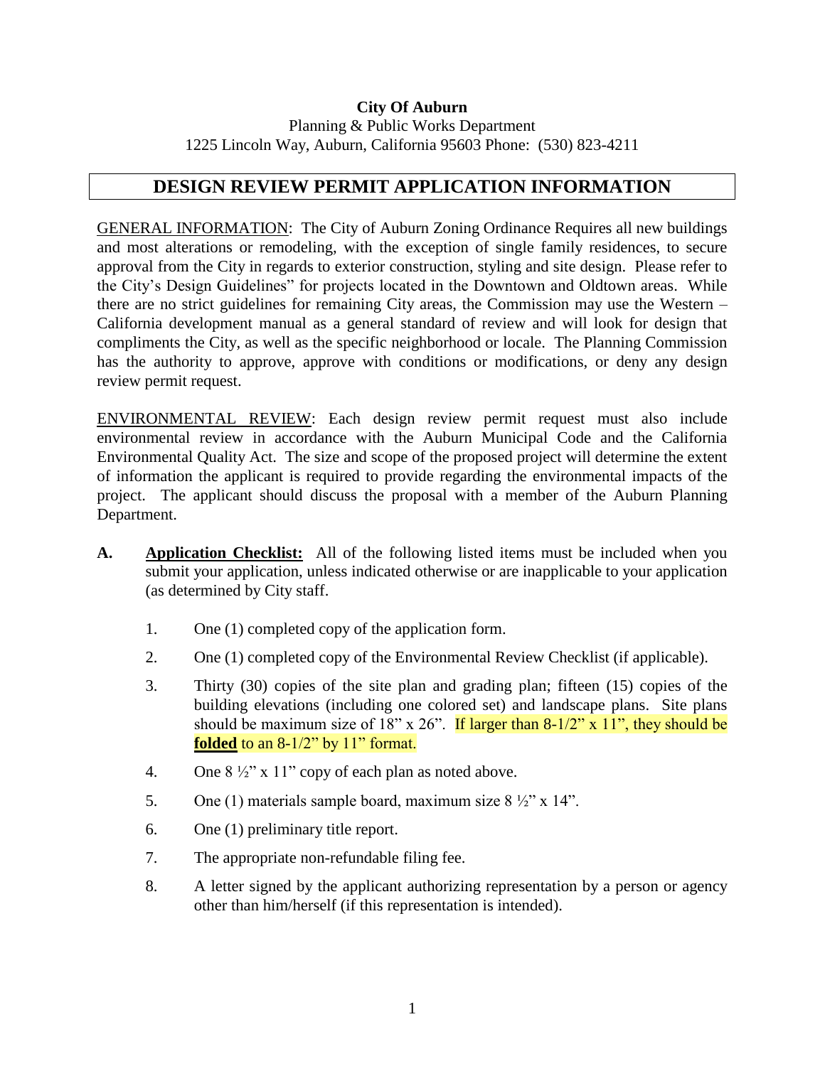**City Of Auburn**

Planning & Public Works Department

1225 Lincoln Way, Auburn, California 95603 Phone: (530) 823-4211

# DESIGN REVIEW PERMIT APPLICATION INFORMATION

GENERAL INFORMATION: The City of Auburn Zoning Ordinance Requires all new buildings and most alterations or remodeling, with the exception of single family residences, to secure approval from the City in regards to exterior construction, styling and site design. Please refer to the City's Design Guidelines" for projects located in the Downtown and Oldtown areas. While there are no strict guidelines for remaining City areas, the Commission may use the Western – California development manual as a general standard of review and will look for design that compliments the City, as well as the specific neighborhood or locale. The Planning Commission has the authority to approve, approve with conditions or modifications, or deny any design review permit request.

ENVIRONMENTAL REVIEW: Each design review permit request must also include environmental review in accordance with the Auburn Municipal Code and the California Environmental Quality Act. The size and scope of the proposed project will determine the extent of information the applicant is required to provide regarding the environmental impacts of the project. The applicant should discuss the proposal with a member of the Auburn Planning Department.

**A. Application Checklist:** All of the following listed items must be included when you submit your application, unless indicated otherwise or are inapplicable to your application (as determined by City staff.

1. One (1) completed copy of the application form.
2. One (1) completed copy of the Environmental Review Checklist (if applicable).
3. Thirty (30) copies of the site plan and grading plan; fifteen (15) copies of the building elevations (including one colored set) and landscape plans. Site plans should be maximum size of 18" x 26". If larger than 8-1/2" x 11", they should be **folded** to an 8-1/2" by 11" format.
4. One 8 ½" x 11" copy of each plan as noted above.
5. One (1) materials sample board, maximum size 8 ½" x 14".
6. One (1) preliminary title report.
7. The appropriate non-refundable filing fee.
8. A letter signed by the applicant authorizing representation by a person or agency other than him/herself (if this representation is intended).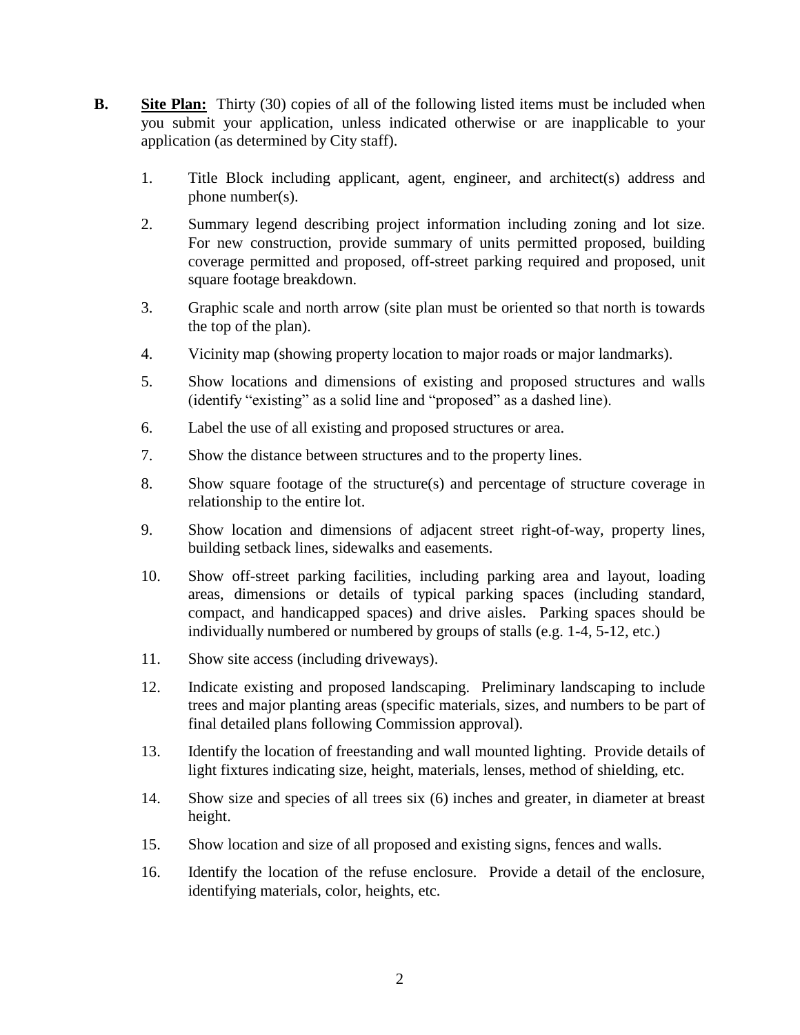**B.** **<u>Site Plan:</u>** Thirty (30) copies of all of the following listed items must be included when you submit your application, unless indicated otherwise or are inapplicable to your application (as determined by City staff).

1. Title Block including applicant, agent, engineer, and architect(s) address and phone number(s).
2. Summary legend describing project information including zoning and lot size. For new construction, provide summary of units permitted proposed, building coverage permitted and proposed, off-street parking required and proposed, unit square footage breakdown.
3. Graphic scale and north arrow (site plan must be oriented so that north is towards the top of the plan).
4. Vicinity map (showing property location to major roads or major landmarks).
5. Show locations and dimensions of existing and proposed structures and walls (identify "existing" as a solid line and "proposed" as a dashed line).
6. Label the use of all existing and proposed structures or area.
7. Show the distance between structures and to the property lines.
8. Show square footage of the structure(s) and percentage of structure coverage in relationship to the entire lot.
9. Show location and dimensions of adjacent street right-of-way, property lines, building setback lines, sidewalks and easements.
10. Show off-street parking facilities, including parking area and layout, loading areas, dimensions or details of typical parking spaces (including standard, compact, and handicapped spaces) and drive aisles. Parking spaces should be individually numbered or numbered by groups of stalls (e.g. 1-4, 5-12, etc.)
11. Show site access (including driveways).
12. Indicate existing and proposed landscaping. Preliminary landscaping to include trees and major planting areas (specific materials, sizes, and numbers to be part of final detailed plans following Commission approval).
13. Identify the location of freestanding and wall mounted lighting. Provide details of light fixtures indicating size, height, materials, lenses, method of shielding, etc.
14. Show size and species of all trees six (6) inches and greater, in diameter at breast height.
15. Show location and size of all proposed and existing signs, fences and walls.
16. Identify the location of the refuse enclosure. Provide a detail of the enclosure, identifying materials, color, heights, etc.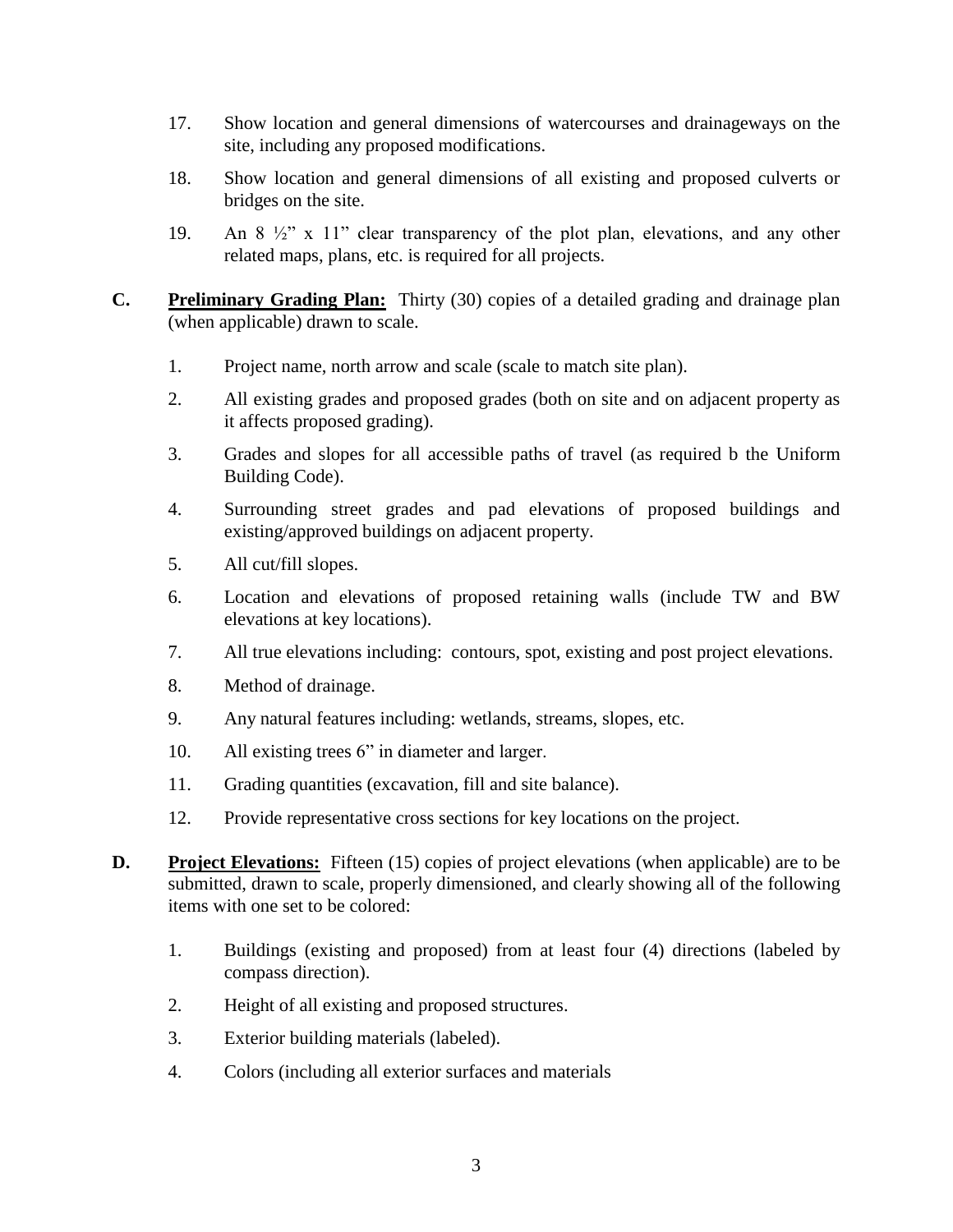17. Show location and general dimensions of watercourses and drainageways on the site, including any proposed modifications.

18. Show location and general dimensions of all existing and proposed culverts or bridges on the site.

19. An 8 ½" x 11" clear transparency of the plot plan, elevations, and any other related maps, plans, etc. is required for all projects.

**C.** **Preliminary Grading Plan:** Thirty (30) copies of a detailed grading and drainage plan (when applicable) drawn to scale.

1. Project name, north arrow and scale (scale to match site plan).

2. All existing grades and proposed grades (both on site and on adjacent property as it affects proposed grading).

3. Grades and slopes for all accessible paths of travel (as required b the Uniform Building Code).

4. Surrounding street grades and pad elevations of proposed buildings and existing/approved buildings on adjacent property.

5. All cut/fill slopes.

6. Location and elevations of proposed retaining walls (include TW and BW elevations at key locations).

7. All true elevations including: contours, spot, existing and post project elevations.

8. Method of drainage.

9. Any natural features including: wetlands, streams, slopes, etc.

10. All existing trees 6" in diameter and larger.

11. Grading quantities (excavation, fill and site balance).

12. Provide representative cross sections for key locations on the project.

**D.** **Project Elevations:** Fifteen (15) copies of project elevations (when applicable) are to be submitted, drawn to scale, properly dimensioned, and clearly showing all of the following items with one set to be colored:

1. Buildings (existing and proposed) from at least four (4) directions (labeled by compass direction).

2. Height of all existing and proposed structures.

3. Exterior building materials (labeled).

4. Colors (including all exterior surfaces and materials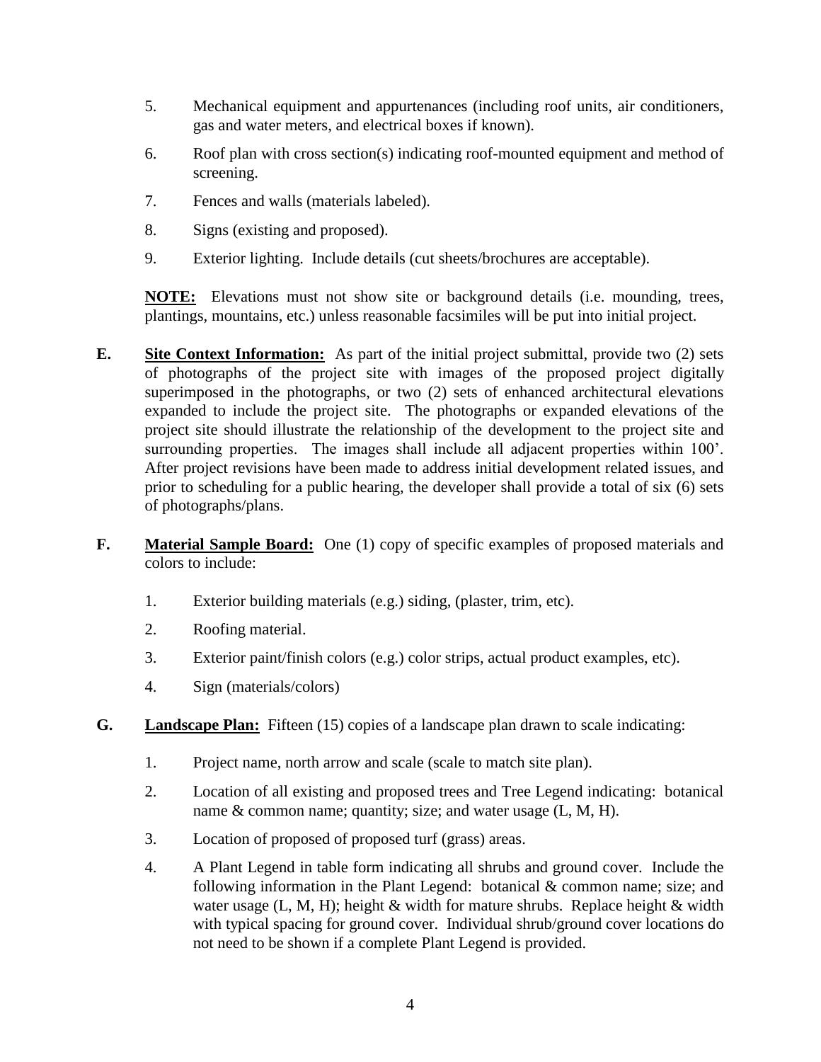5. Mechanical equipment and appurtenances (including roof units, air conditioners, gas and water meters, and electrical boxes if known).

6. Roof plan with cross section(s) indicating roof-mounted equipment and method of screening.

7. Fences and walls (materials labeled).

8. Signs (existing and proposed).

9. Exterior lighting. Include details (cut sheets/brochures are acceptable).

**NOTE:** Elevations must not show site or background details (i.e. mounding, trees, plantings, mountains, etc.) unless reasonable facsimiles will be put into initial project.

**E.** **Site Context Information:** As part of the initial project submittal, provide two (2) sets of photographs of the project site with images of the proposed project digitally superimposed in the photographs, or two (2) sets of enhanced architectural elevations expanded to include the project site. The photographs or expanded elevations of the project site should illustrate the relationship of the development to the project site and surrounding properties. The images shall include all adjacent properties within 100'. After project revisions have been made to address initial development related issues, and prior to scheduling for a public hearing, the developer shall provide a total of six (6) sets of photographs/plans.

**F.** **Material Sample Board:** One (1) copy of specific examples of proposed materials and colors to include:

1. Exterior building materials (e.g.) siding, (plaster, trim, etc).

2. Roofing material.

3. Exterior paint/finish colors (e.g.) color strips, actual product examples, etc).

4. Sign (materials/colors)

**G.** **Landscape Plan:** Fifteen (15) copies of a landscape plan drawn to scale indicating:

1. Project name, north arrow and scale (scale to match site plan).

2. Location of all existing and proposed trees and Tree Legend indicating: botanical name & common name; quantity; size; and water usage (L, M, H).

3. Location of proposed of proposed turf (grass) areas.

4. A Plant Legend in table form indicating all shrubs and ground cover. Include the following information in the Plant Legend: botanical & common name; size; and water usage (L, M, H); height & width for mature shrubs. Replace height & width with typical spacing for ground cover. Individual shrub/ground cover locations do not need to be shown if a complete Plant Legend is provided.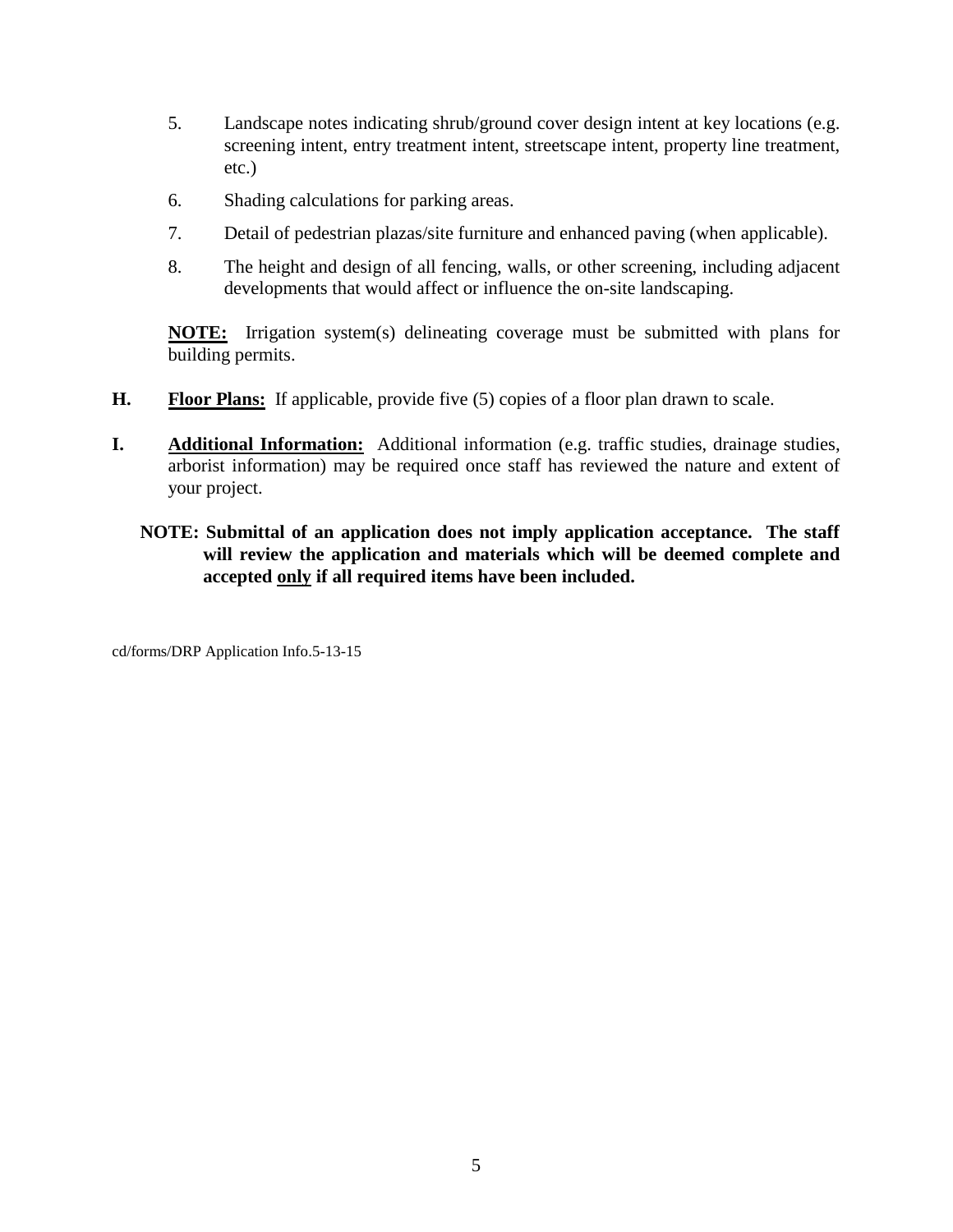5. Landscape notes indicating shrub/ground cover design intent at key locations (e.g. screening intent, entry treatment intent, streetscape intent, property line treatment, etc.)

6. Shading calculations for parking areas.

7. Detail of pedestrian plazas/site furniture and enhanced paving (when applicable).

8. The height and design of all fencing, walls, or other screening, including adjacent developments that would affect or influence the on-site landscaping.

**NOTE:** Irrigation system(s) delineating coverage must be submitted with plans for building permits.

**H.** **Floor Plans:** If applicable, provide five (5) copies of a floor plan drawn to scale.

**I.** **Additional Information:** Additional information (e.g. traffic studies, drainage studies, arborist information) may be required once staff has reviewed the nature and extent of your project.

**NOTE: Submittal of an application does not imply application acceptance. The staff will review the application and materials which will be deemed complete and accepted only if all required items have been included.**

cd/forms/DRP Application Info.5-13-15